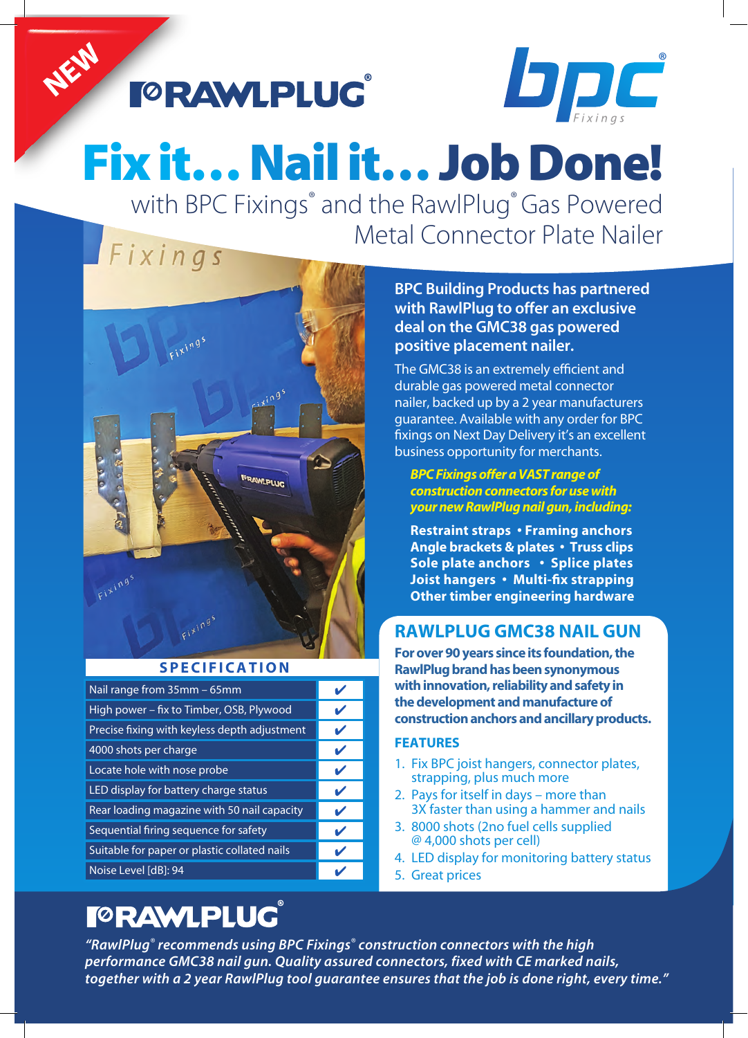NEW

RAWLPLUG®

bpc® Fixings

# Fix it… Nail it… Job Done!

## with BPC Fixings® and the RawlPlug® Gas Powered Metal Connector Plate Nailer

**BPC Building Products has partnered with RawlPlug to offer an exclusive deal on the GMC38 gas powered positive placement nailer.**

The GMC38 is an extremely efficient and durable gas powered metal connector nailer, backed up by a 2 year manufacturers guarantee. Available with any order for BPC fixings on Next Day Delivery it's an excellent business opportunity for merchants.

***BPC Fixings offer a VAST range of construction connectors for use with your new RawlPlug nail gun, including:***

**Restraint straps • Framing anchors**
**Angle brackets & plates • Truss clips**
**Sole plate anchors • Splice plates**
**Joist hangers • Multi-fix strapping**
**Other timber engineering hardware**

## SPECIFICATION

| Specification | |
|---|---|
| Nail range from 35mm – 65mm | ✔ |
| High power – fix to Timber, OSB, Plywood | ✔ |
| Precise fixing with keyless depth adjustment | ✔ |
| 4000 shots per charge | ✔ |
| Locate hole with nose probe | ✔ |
| LED display for battery charge status | ✔ |
| Rear loading magazine with 50 nail capacity | ✔ |
| Sequential firing sequence for safety | ✔ |
| Suitable for paper or plastic collated nails | ✔ |
| Noise Level [dB]: 94 | ✔ |

## RAWLPLUG GMC38 NAIL GUN

**For over 90 years since its foundation, the RawlPlug brand has been synonymous with innovation, reliability and safety in the development and manufacture of construction anchors and ancillary products.**

### FEATURES

1. Fix BPC joist hangers, connector plates, strapping, plus much more
2. Pays for itself in days – more than 3X faster than using a hammer and nails
3. 8000 shots (2no fuel cells supplied @ 4,000 shots per cell)
4. LED display for monitoring battery status
5. Great prices

RAWLPLUG®

***"RawlPlug® recommends using BPC Fixings® construction connectors with the high performance GMC38 nail gun. Quality assured connectors, fixed with CE marked nails, together with a 2 year RawlPlug tool guarantee ensures that the job is done right, every time."***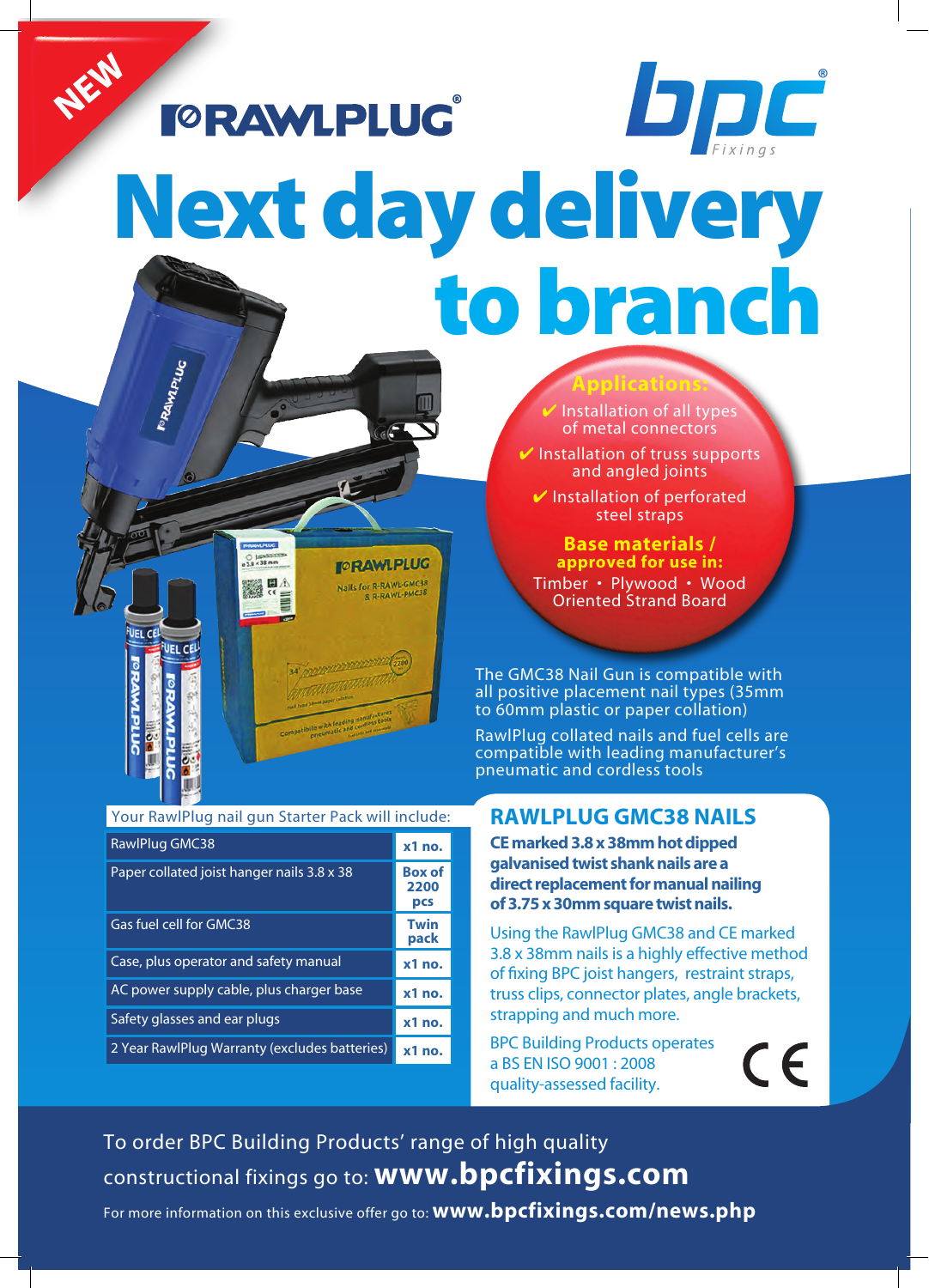NEW

RAWLPLUG®

bpc® Fixings

# Next day delivery to branch

## Applications:

- ✔ Installation of all types of metal connectors
- ✔ Installation of truss supports and angled joints
- ✔ Installation of perforated steel straps

**Base materials / approved for use in:**

Timber • Plywood • Wood Oriented Strand Board

The GMC38 Nail Gun is compatible with all positive placement nail types (35mm to 60mm plastic or paper collation)

RawlPlug collated nails and fuel cells are compatible with leading manufacturer's pneumatic and cordless tools

Your RawlPlug nail gun Starter Pack will include:

| | |
|---|---|
| RawlPlug GMC38 | **x1 no.** |
| Paper collated joist hanger nails 3.8 x 38 | **Box of 2200 pcs** |
| Gas fuel cell for GMC38 | **Twin pack** |
| Case, plus operator and safety manual | **x1 no.** |
| AC power supply cable, plus charger base | **x1 no.** |
| Safety glasses and ear plugs | **x1 no.** |
| 2 Year RawlPlug Warranty (excludes batteries) | **x1 no.** |

## RAWLPLUG GMC38 NAILS

**CE marked 3.8 x 38mm hot dipped galvanised twist shank nails are a direct replacement for manual nailing of 3.75 x 30mm square twist nails.**

Using the RawlPlug GMC38 and CE marked 3.8 x 38mm nails is a highly effective method of fixing BPC joist hangers, restraint straps, truss clips, connector plates, angle brackets, strapping and much more.

BPC Building Products operates a BS EN ISO 9001 : 2008 quality-assessed facility.

CE

To order BPC Building Products' range of high quality constructional fixings go to: **www.bpcfixings.com**

For more information on this exclusive offer go to: **www.bpcfixings.com/news.php**